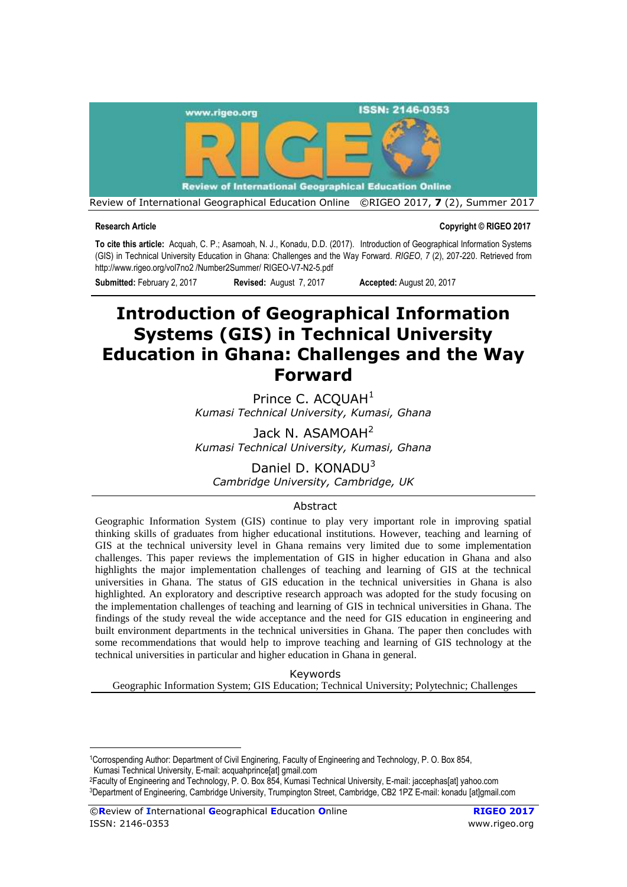**Research Article** **Copyright © RIGEO 2017**

**To cite this article:** Acquah, C. P.; Asamoah, N. J., Konadu, D.D. (2017). Introduction of Geographical Information Systems (GIS) in Technical University Education in Ghana: Challenges and the Way Forward. *RIGEO*, *7* (2), 207-220. Retrieved from http://www.rigeo.org/vol7no2 /Number2Summer/ RIGEO-V7-N2-5.pdf

**Submitted:** February 2, 2017 **Revised:** August 7, 2017 **Accepted:** August 20, 2017

# Introduction of Geographical Information Systems (GIS) in Technical University Education in Ghana: Challenges and the Way Forward

Prince C. ACQUAH[1]
*Kumasi Technical University, Kumasi, Ghana*

Jack N. ASAMOAH[2]
*Kumasi Technical University, Kumasi, Ghana*

Daniel D. KONADU[3]
*Cambridge University, Cambridge, UK*

## Abstract

Geographic Information System (GIS) continue to play very important role in improving spatial thinking skills of graduates from higher educational institutions. However, teaching and learning of GIS at the technical university level in Ghana remains very limited due to some implementation challenges. This paper reviews the implementation of GIS in higher education in Ghana and also highlights the major implementation challenges of teaching and learning of GIS at the technical universities in Ghana. The status of GIS education in the technical universities in Ghana is also highlighted. An exploratory and descriptive research approach was adopted for the study focusing on the implementation challenges of teaching and learning of GIS in technical universities in Ghana. The findings of the study reveal the wide acceptance and the need for GIS education in engineering and built environment departments in the technical universities in Ghana. The paper then concludes with some recommendations that would help to improve teaching and learning of GIS technology at the technical universities in particular and higher education in Ghana in general.

## Keywords

Geographic Information System; GIS Education; Technical University; Polytechnic; Challenges

---

[1]Corrospending Author: Department of Civil Enginering, Faculty of Engineering and Technology, P. O. Box 854, Kumasi Technical University, E-mail: acquahprince[at] gmail.com

[2]Faculty of Engineering and Technology, P. O. Box 854, Kumasi Technical University, E-mail: jaccephas[at] yahoo.com

[3]Department of Engineering, Cambridge University, Trumpington Street, Cambridge, CB2 1PZ E-mail: konadu [at]gmail.com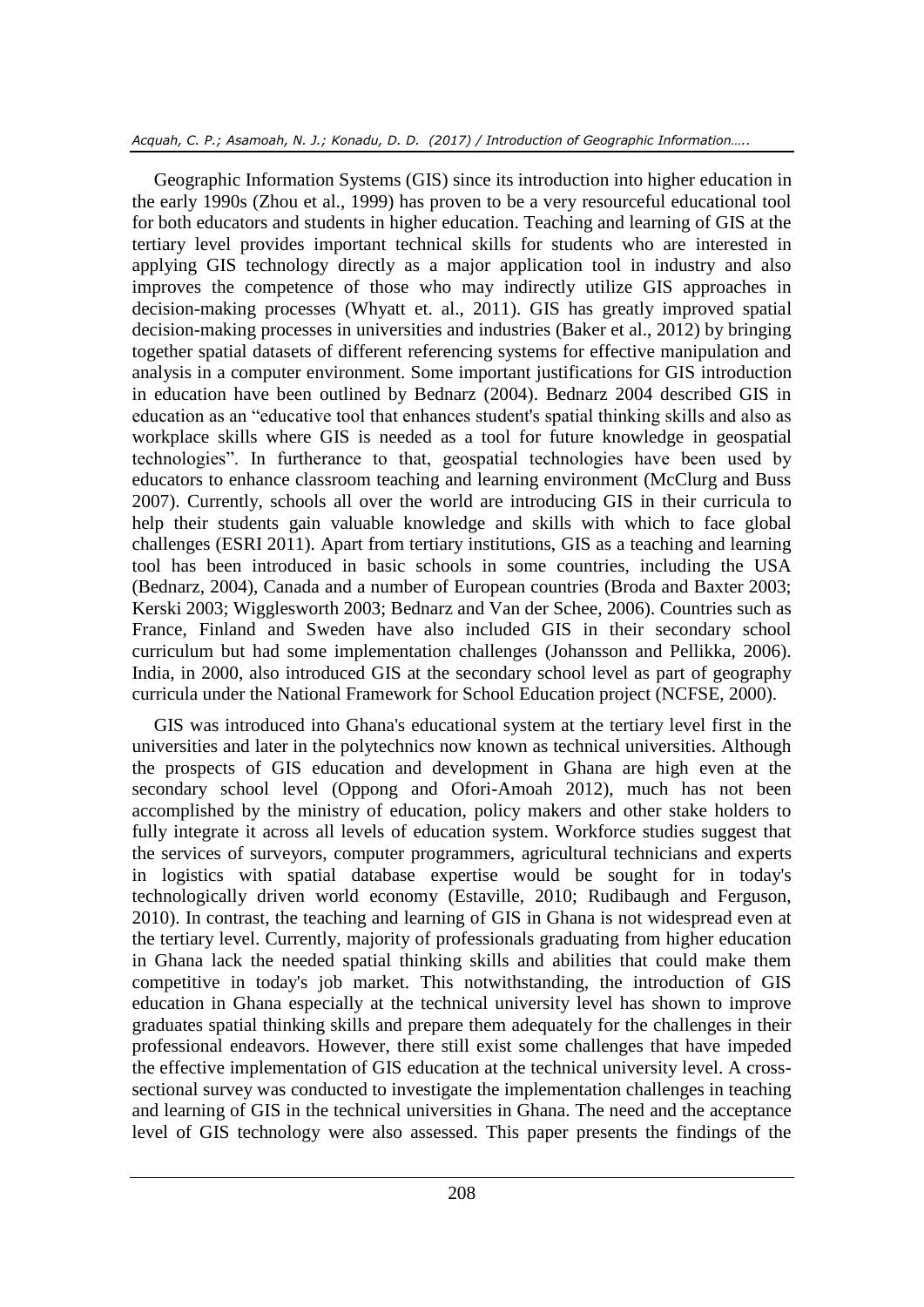Geographic Information Systems (GIS) since its introduction into higher education in the early 1990s (Zhou et al., 1999) has proven to be a very resourceful educational tool for both educators and students in higher education. Teaching and learning of GIS at the tertiary level provides important technical skills for students who are interested in applying GIS technology directly as a major application tool in industry and also improves the competence of those who may indirectly utilize GIS approaches in decision-making processes (Whyatt et. al., 2011). GIS has greatly improved spatial decision-making processes in universities and industries (Baker et al., 2012) by bringing together spatial datasets of different referencing systems for effective manipulation and analysis in a computer environment. Some important justifications for GIS introduction in education have been outlined by Bednarz (2004). Bednarz 2004 described GIS in education as an "educative tool that enhances student's spatial thinking skills and also as workplace skills where GIS is needed as a tool for future knowledge in geospatial technologies". In furtherance to that, geospatial technologies have been used by educators to enhance classroom teaching and learning environment (McClurg and Buss 2007). Currently, schools all over the world are introducing GIS in their curricula to help their students gain valuable knowledge and skills with which to face global challenges (ESRI 2011). Apart from tertiary institutions, GIS as a teaching and learning tool has been introduced in basic schools in some countries, including the USA (Bednarz, 2004), Canada and a number of European countries (Broda and Baxter 2003; Kerski 2003; Wigglesworth 2003; Bednarz and Van der Schee, 2006). Countries such as France, Finland and Sweden have also included GIS in their secondary school curriculum but had some implementation challenges (Johansson and Pellikka, 2006). India, in 2000, also introduced GIS at the secondary school level as part of geography curricula under the National Framework for School Education project (NCFSE, 2000).

GIS was introduced into Ghana's educational system at the tertiary level first in the universities and later in the polytechnics now known as technical universities. Although the prospects of GIS education and development in Ghana are high even at the secondary school level (Oppong and Ofori-Amoah 2012), much has not been accomplished by the ministry of education, policy makers and other stake holders to fully integrate it across all levels of education system. Workforce studies suggest that the services of surveyors, computer programmers, agricultural technicians and experts in logistics with spatial database expertise would be sought for in today's technologically driven world economy (Estaville, 2010; Rudibaugh and Ferguson, 2010). In contrast, the teaching and learning of GIS in Ghana is not widespread even at the tertiary level. Currently, majority of professionals graduating from higher education in Ghana lack the needed spatial thinking skills and abilities that could make them competitive in today's job market. This notwithstanding, the introduction of GIS education in Ghana especially at the technical university level has shown to improve graduates spatial thinking skills and prepare them adequately for the challenges in their professional endeavors. However, there still exist some challenges that have impeded the effective implementation of GIS education at the technical university level. A cross-sectional survey was conducted to investigate the implementation challenges in teaching and learning of GIS in the technical universities in Ghana. The need and the acceptance level of GIS technology were also assessed. This paper presents the findings of the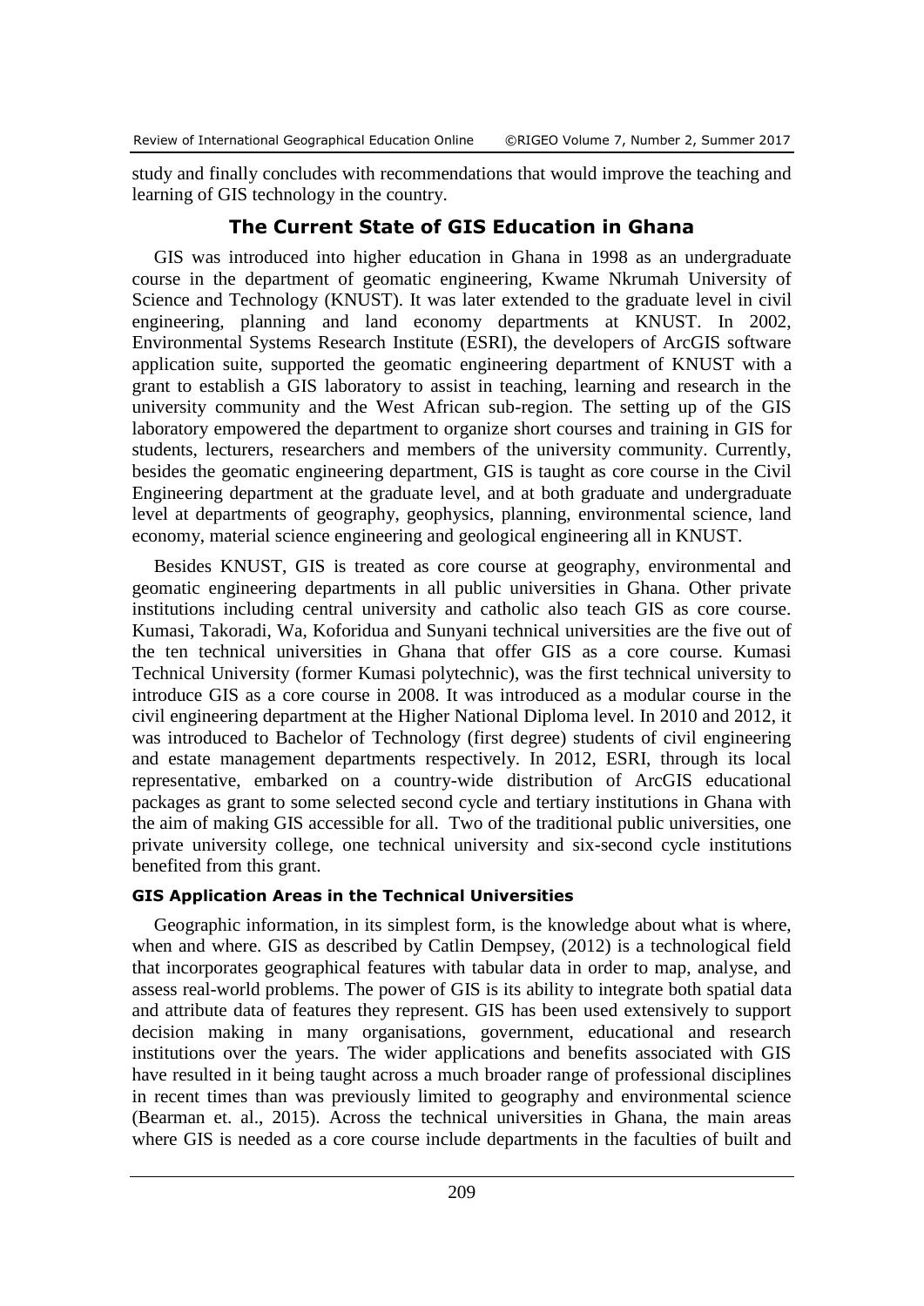study and finally concludes with recommendations that would improve the teaching and learning of GIS technology in the country.

## The Current State of GIS Education in Ghana

GIS was introduced into higher education in Ghana in 1998 as an undergraduate course in the department of geomatic engineering, Kwame Nkrumah University of Science and Technology (KNUST). It was later extended to the graduate level in civil engineering, planning and land economy departments at KNUST. In 2002, Environmental Systems Research Institute (ESRI), the developers of ArcGIS software application suite, supported the geomatic engineering department of KNUST with a grant to establish a GIS laboratory to assist in teaching, learning and research in the university community and the West African sub-region. The setting up of the GIS laboratory empowered the department to organize short courses and training in GIS for students, lecturers, researchers and members of the university community. Currently, besides the geomatic engineering department, GIS is taught as core course in the Civil Engineering department at the graduate level, and at both graduate and undergraduate level at departments of geography, geophysics, planning, environmental science, land economy, material science engineering and geological engineering all in KNUST.

Besides KNUST, GIS is treated as core course at geography, environmental and geomatic engineering departments in all public universities in Ghana. Other private institutions including central university and catholic also teach GIS as core course. Kumasi, Takoradi, Wa, Koforidua and Sunyani technical universities are the five out of the ten technical universities in Ghana that offer GIS as a core course. Kumasi Technical University (former Kumasi polytechnic), was the first technical university to introduce GIS as a core course in 2008. It was introduced as a modular course in the civil engineering department at the Higher National Diploma level. In 2010 and 2012, it was introduced to Bachelor of Technology (first degree) students of civil engineering and estate management departments respectively. In 2012, ESRI, through its local representative, embarked on a country-wide distribution of ArcGIS educational packages as grant to some selected second cycle and tertiary institutions in Ghana with the aim of making GIS accessible for all. Two of the traditional public universities, one private university college, one technical university and six-second cycle institutions benefited from this grant.

### GIS Application Areas in the Technical Universities

Geographic information, in its simplest form, is the knowledge about what is where, when and where. GIS as described by Catlin Dempsey, (2012) is a technological field that incorporates geographical features with tabular data in order to map, analyse, and assess real-world problems. The power of GIS is its ability to integrate both spatial data and attribute data of features they represent. GIS has been used extensively to support decision making in many organisations, government, educational and research institutions over the years. The wider applications and benefits associated with GIS have resulted in it being taught across a much broader range of professional disciplines in recent times than was previously limited to geography and environmental science (Bearman et. al., 2015). Across the technical universities in Ghana, the main areas where GIS is needed as a core course include departments in the faculties of built and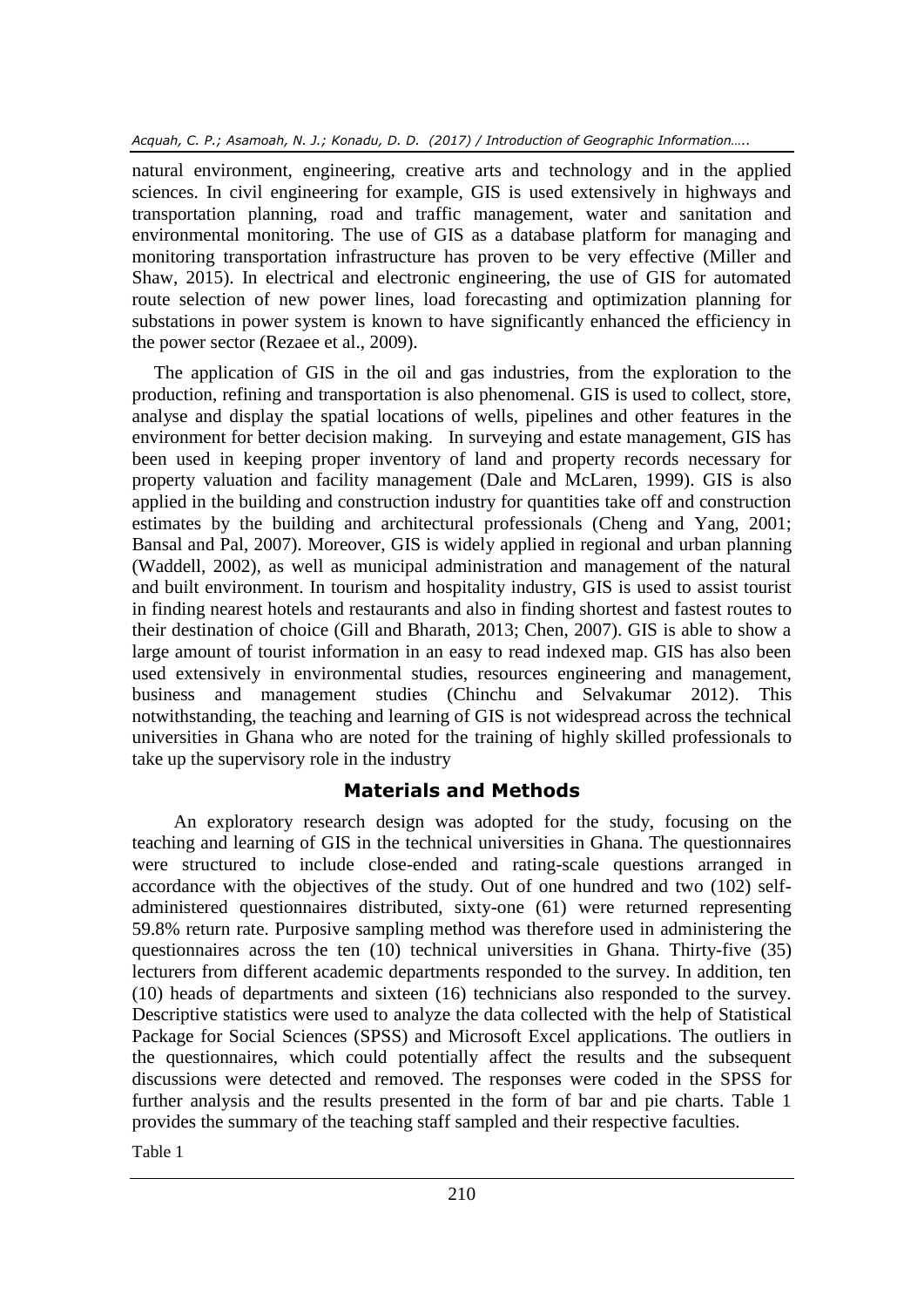natural environment, engineering, creative arts and technology and in the applied sciences. In civil engineering for example, GIS is used extensively in highways and transportation planning, road and traffic management, water and sanitation and environmental monitoring. The use of GIS as a database platform for managing and monitoring transportation infrastructure has proven to be very effective (Miller and Shaw, 2015). In electrical and electronic engineering, the use of GIS for automated route selection of new power lines, load forecasting and optimization planning for substations in power system is known to have significantly enhanced the efficiency in the power sector (Rezaee et al., 2009).

The application of GIS in the oil and gas industries, from the exploration to the production, refining and transportation is also phenomenal. GIS is used to collect, store, analyse and display the spatial locations of wells, pipelines and other features in the environment for better decision making. In surveying and estate management, GIS has been used in keeping proper inventory of land and property records necessary for property valuation and facility management (Dale and McLaren, 1999). GIS is also applied in the building and construction industry for quantities take off and construction estimates by the building and architectural professionals (Cheng and Yang, 2001; Bansal and Pal, 2007). Moreover, GIS is widely applied in regional and urban planning (Waddell, 2002), as well as municipal administration and management of the natural and built environment. In tourism and hospitality industry, GIS is used to assist tourist in finding nearest hotels and restaurants and also in finding shortest and fastest routes to their destination of choice (Gill and Bharath, 2013; Chen, 2007). GIS is able to show a large amount of tourist information in an easy to read indexed map. GIS has also been used extensively in environmental studies, resources engineering and management, business and management studies (Chinchu and Selvakumar 2012). This notwithstanding, the teaching and learning of GIS is not widespread across the technical universities in Ghana who are noted for the training of highly skilled professionals to take up the supervisory role in the industry

## Materials and Methods

An exploratory research design was adopted for the study, focusing on the teaching and learning of GIS in the technical universities in Ghana. The questionnaires were structured to include close-ended and rating-scale questions arranged in accordance with the objectives of the study. Out of one hundred and two (102) self-administered questionnaires distributed, sixty-one (61) were returned representing 59.8% return rate. Purposive sampling method was therefore used in administering the questionnaires across the ten (10) technical universities in Ghana. Thirty-five (35) lecturers from different academic departments responded to the survey. In addition, ten (10) heads of departments and sixteen (16) technicians also responded to the survey. Descriptive statistics were used to analyze the data collected with the help of Statistical Package for Social Sciences (SPSS) and Microsoft Excel applications. The outliers in the questionnaires, which could potentially affect the results and the subsequent discussions were detected and removed. The responses were coded in the SPSS for further analysis and the results presented in the form of bar and pie charts. Table 1 provides the summary of the teaching staff sampled and their respective faculties.

Table 1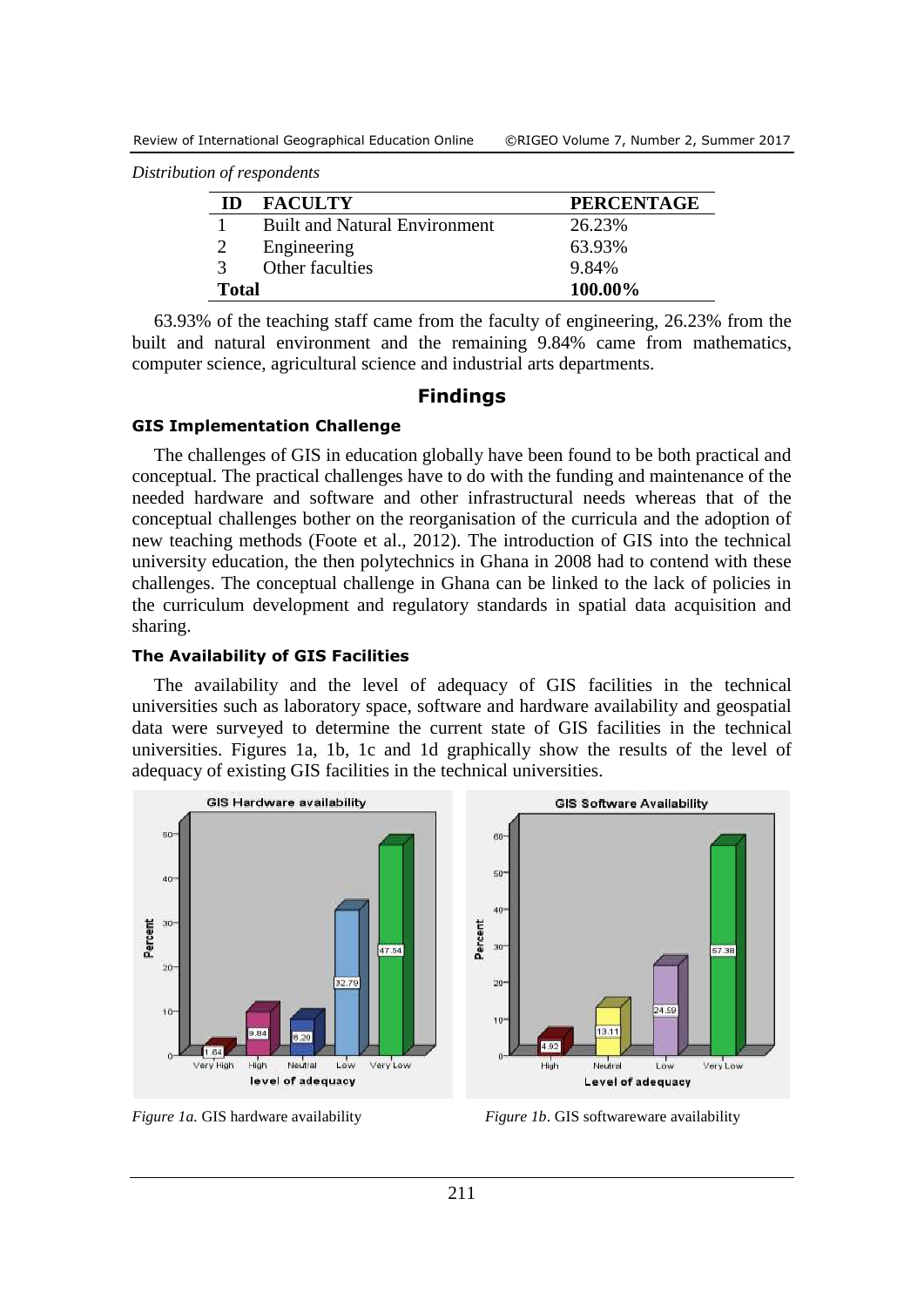*Distribution of respondents*

| ID | FACULTY | PERCENTAGE |
|---|---|---|
| 1 | Built and Natural Environment | 26.23% |
| 2 | Engineering | 63.93% |
| 3 | Other faculties | 9.84% |
| **Total** | | **100.00%** |

63.93% of the teaching staff came from the faculty of engineering, 26.23% from the built and natural environment and the remaining 9.84% came from mathematics, computer science, agricultural science and industrial arts departments.

## Findings

### GIS Implementation Challenge

The challenges of GIS in education globally have been found to be both practical and conceptual. The practical challenges have to do with the funding and maintenance of the needed hardware and software and other infrastructural needs whereas that of the conceptual challenges bother on the reorganisation of the curricula and the adoption of new teaching methods (Foote et al., 2012). The introduction of GIS into the technical university education, the then polytechnics in Ghana in 2008 had to contend with these challenges. The conceptual challenge in Ghana can be linked to the lack of policies in the curriculum development and regulatory standards in spatial data acquisition and sharing.

### The Availability of GIS Facilities

The availability and the level of adequacy of GIS facilities in the technical universities such as laboratory space, software and hardware availability and geospatial data were surveyed to determine the current state of GIS facilities in the technical universities. Figures 1a, 1b, 1c and 1d graphically show the results of the level of adequacy of existing GIS facilities in the technical universities.

*Figure 1a.* GIS hardware availability

*Figure 1b*. GIS softwareware availability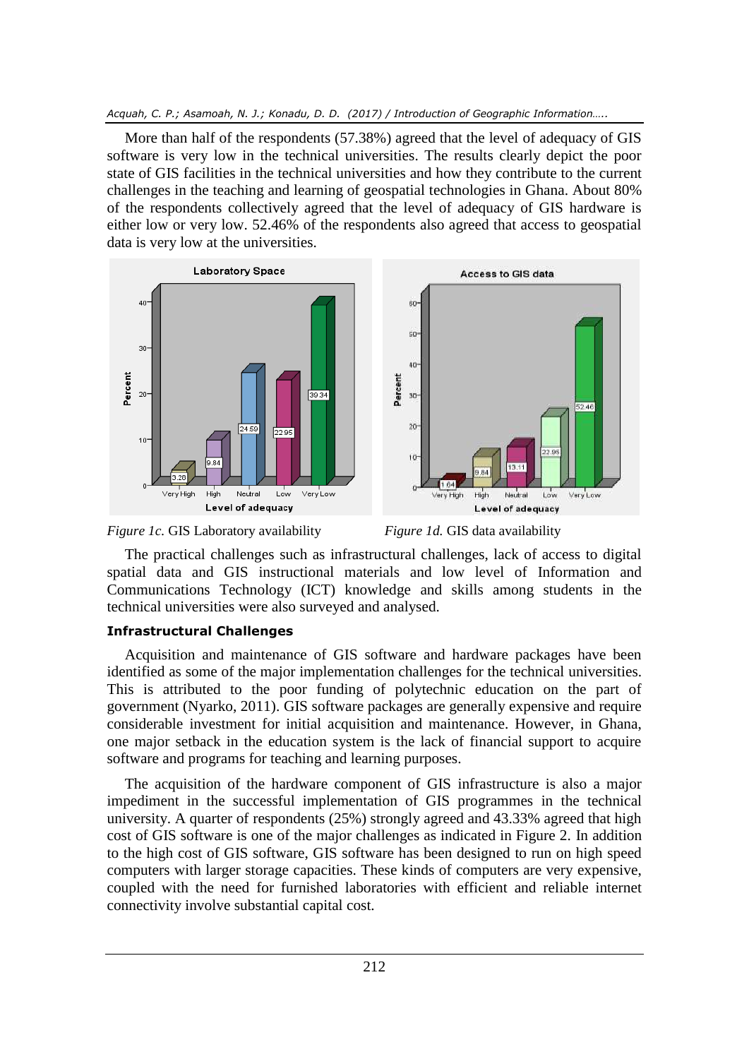More than half of the respondents (57.38%) agreed that the level of adequacy of GIS software is very low in the technical universities. The results clearly depict the poor state of GIS facilities in the technical universities and how they contribute to the current challenges in the teaching and learning of geospatial technologies in Ghana. About 80% of the respondents collectively agreed that the level of adequacy of GIS hardware is either low or very low. 52.46% of the respondents also agreed that access to geospatial data is very low at the universities.

*Figure 1c.* GIS Laboratory availability

*Figure 1d.* GIS data availability

The practical challenges such as infrastructural challenges, lack of access to digital spatial data and GIS instructional materials and low level of Information and Communications Technology (ICT) knowledge and skills among students in the technical universities were also surveyed and analysed.

**Infrastructural Challenges**

Acquisition and maintenance of GIS software and hardware packages have been identified as some of the major implementation challenges for the technical universities. This is attributed to the poor funding of polytechnic education on the part of government (Nyarko, 2011). GIS software packages are generally expensive and require considerable investment for initial acquisition and maintenance. However, in Ghana, one major setback in the education system is the lack of financial support to acquire software and programs for teaching and learning purposes.

The acquisition of the hardware component of GIS infrastructure is also a major impediment in the successful implementation of GIS programmes in the technical university. A quarter of respondents (25%) strongly agreed and 43.33% agreed that high cost of GIS software is one of the major challenges as indicated in Figure 2. In addition to the high cost of GIS software, GIS software has been designed to run on high speed computers with larger storage capacities. These kinds of computers are very expensive, coupled with the need for furnished laboratories with efficient and reliable internet connectivity involve substantial capital cost.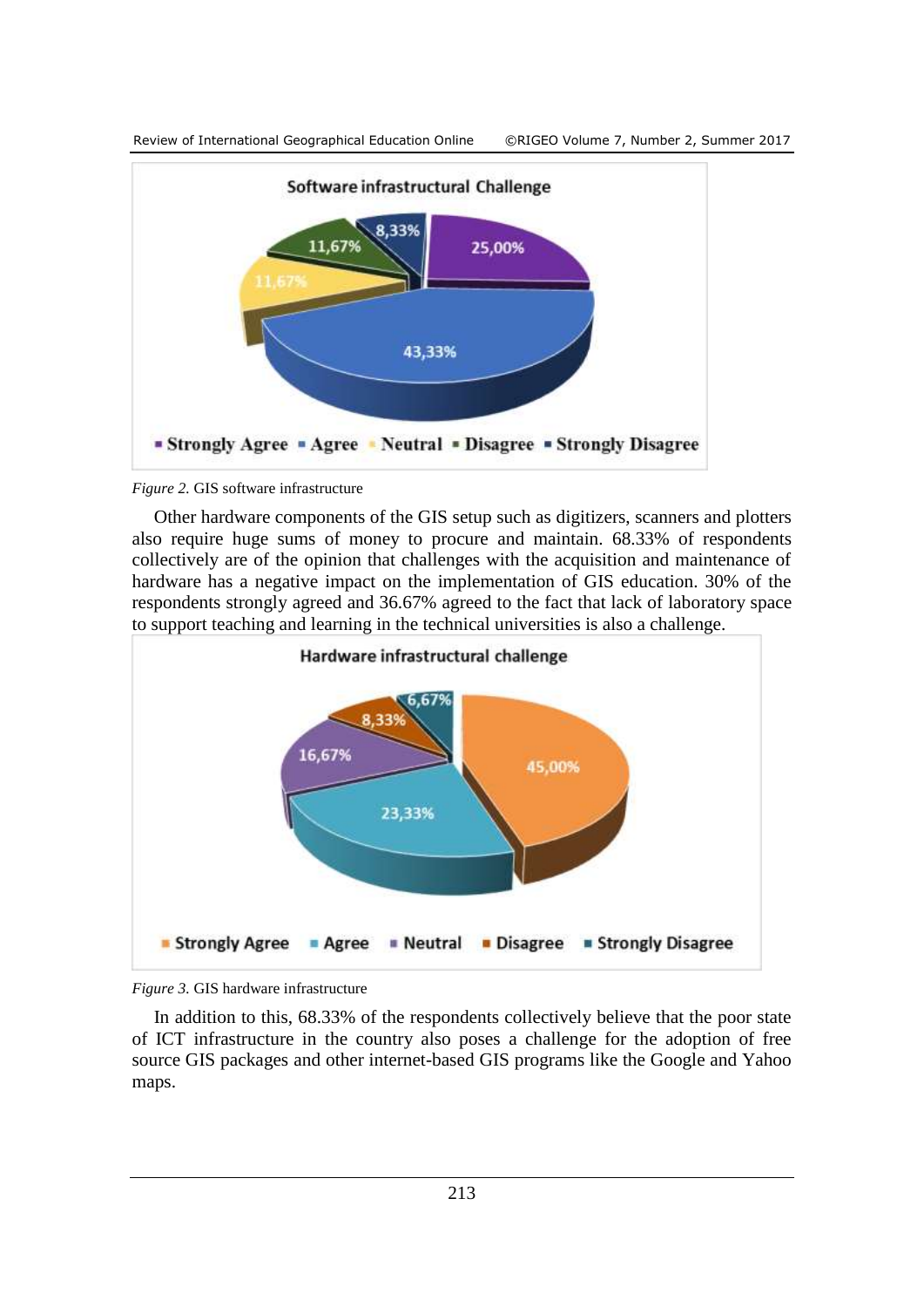*Figure 2.* GIS software infrastructure

Other hardware components of the GIS setup such as digitizers, scanners and plotters also require huge sums of money to procure and maintain. 68.33% of respondents collectively are of the opinion that challenges with the acquisition and maintenance of hardware has a negative impact on the implementation of GIS education. 30% of the respondents strongly agreed and 36.67% agreed to the fact that lack of laboratory space to support teaching and learning in the technical universities is also a challenge.

*Figure 3.* GIS hardware infrastructure

In addition to this, 68.33% of the respondents collectively believe that the poor state of ICT infrastructure in the country also poses a challenge for the adoption of free source GIS packages and other internet-based GIS programs like the Google and Yahoo maps.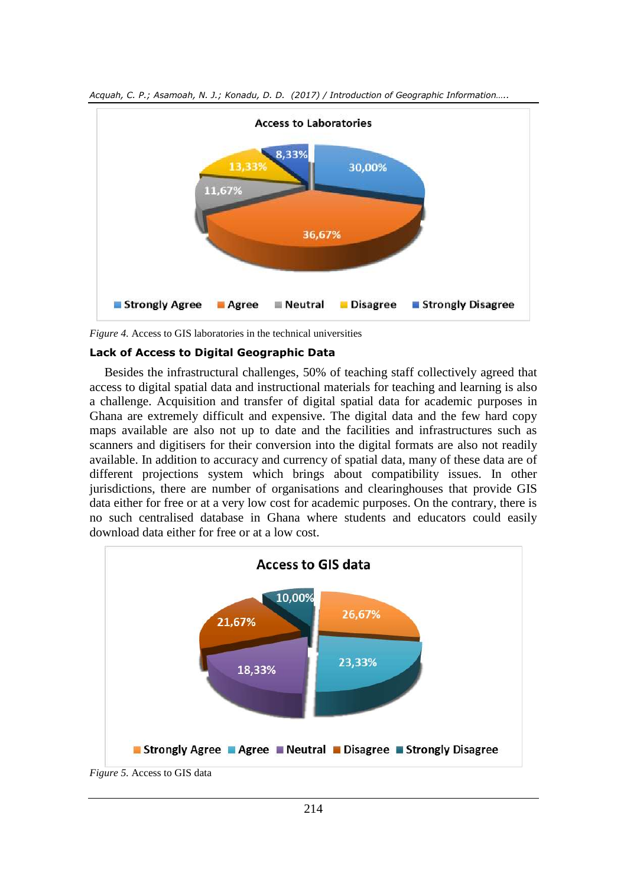*Figure 4.* Access to GIS laboratories in the technical universities

### Lack of Access to Digital Geographic Data

Besides the infrastructural challenges, 50% of teaching staff collectively agreed that access to digital spatial data and instructional materials for teaching and learning is also a challenge. Acquisition and transfer of digital spatial data for academic purposes in Ghana are extremely difficult and expensive. The digital data and the few hard copy maps available are also not up to date and the facilities and infrastructures such as scanners and digitisers for their conversion into the digital formats are also not readily available. In addition to accuracy and currency of spatial data, many of these data are of different projections system which brings about compatibility issues. In other jurisdictions, there are number of organisations and clearinghouses that provide GIS data either for free or at a very low cost for academic purposes. On the contrary, there is no such centralised database in Ghana where students and educators could easily download data either for free or at a low cost.

*Figure 5.* Access to GIS data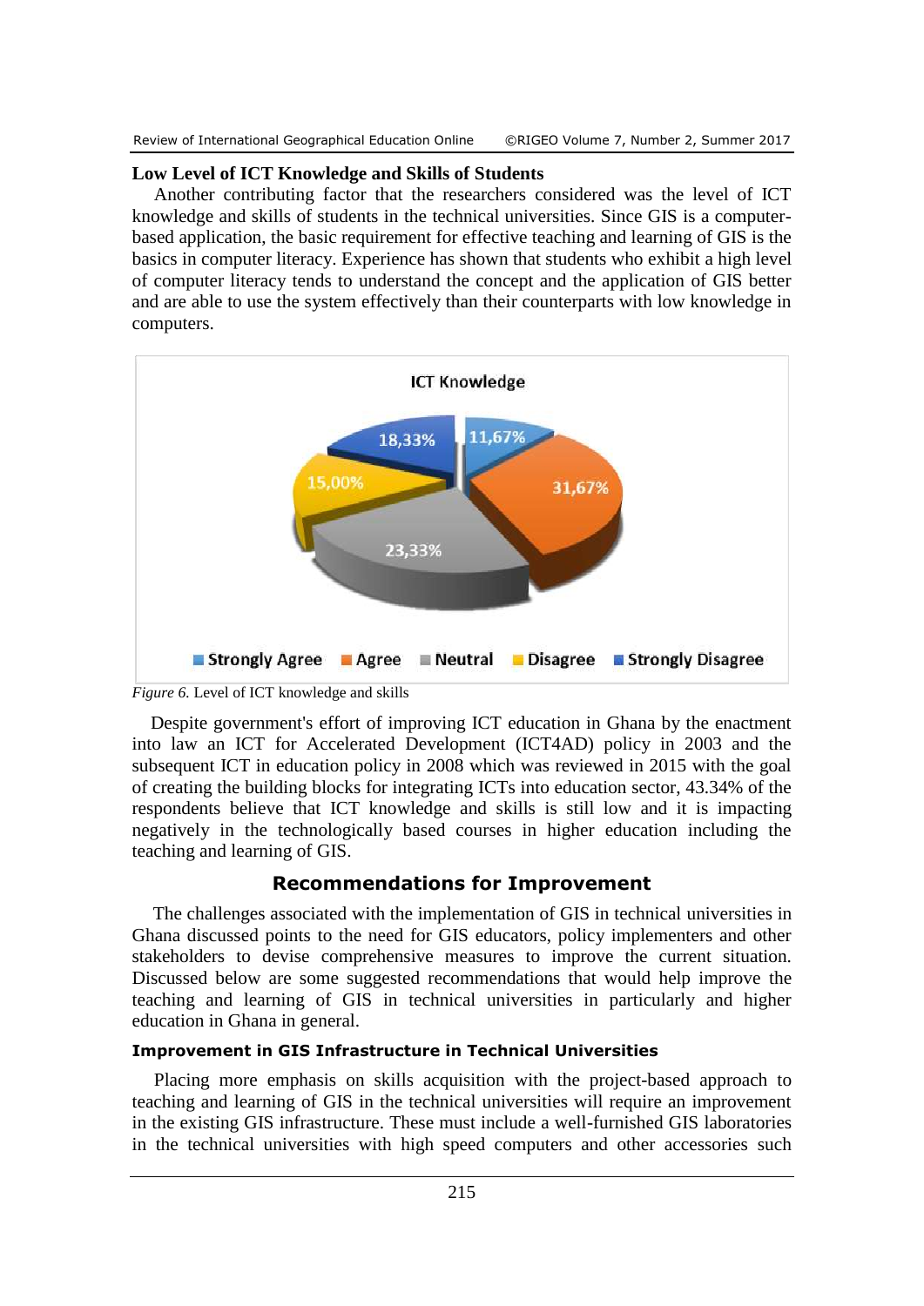### Low Level of ICT Knowledge and Skills of Students

Another contributing factor that the researchers considered was the level of ICT knowledge and skills of students in the technical universities. Since GIS is a computer-based application, the basic requirement for effective teaching and learning of GIS is the basics in computer literacy. Experience has shown that students who exhibit a high level of computer literacy tends to understand the concept and the application of GIS better and are able to use the system effectively than their counterparts with low knowledge in computers.

*Figure 6.* Level of ICT knowledge and skills

Despite government's effort of improving ICT education in Ghana by the enactment into law an ICT for Accelerated Development (ICT4AD) policy in 2003 and the subsequent ICT in education policy in 2008 which was reviewed in 2015 with the goal of creating the building blocks for integrating ICTs into education sector, 43.34% of the respondents believe that ICT knowledge and skills is still low and it is impacting negatively in the technologically based courses in higher education including the teaching and learning of GIS.

## Recommendations for Improvement

The challenges associated with the implementation of GIS in technical universities in Ghana discussed points to the need for GIS educators, policy implementers and other stakeholders to devise comprehensive measures to improve the current situation. Discussed below are some suggested recommendations that would help improve the teaching and learning of GIS in technical universities in particularly and higher education in Ghana in general.

### Improvement in GIS Infrastructure in Technical Universities

Placing more emphasis on skills acquisition with the project-based approach to teaching and learning of GIS in the technical universities will require an improvement in the existing GIS infrastructure. These must include a well-furnished GIS laboratories in the technical universities with high speed computers and other accessories such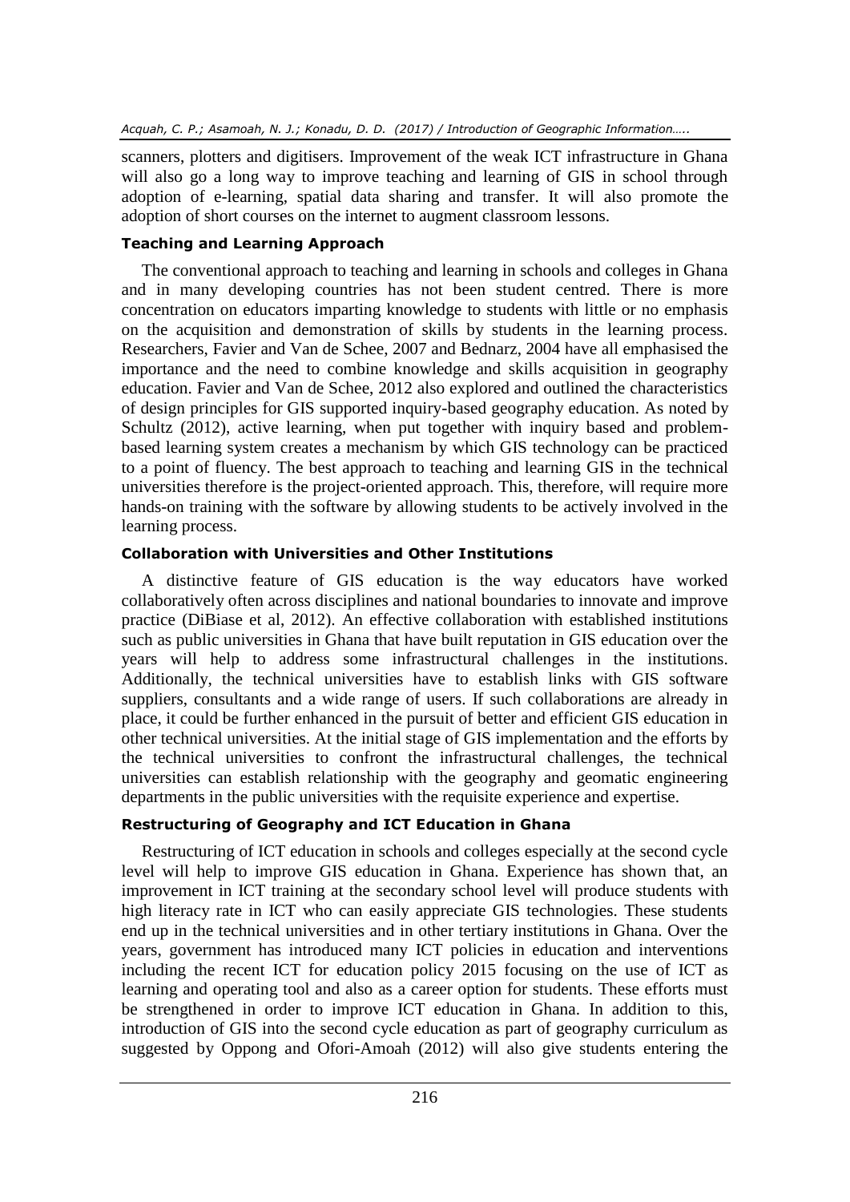scanners, plotters and digitisers. Improvement of the weak ICT infrastructure in Ghana will also go a long way to improve teaching and learning of GIS in school through adoption of e-learning, spatial data sharing and transfer. It will also promote the adoption of short courses on the internet to augment classroom lessons.

### Teaching and Learning Approach

The conventional approach to teaching and learning in schools and colleges in Ghana and in many developing countries has not been student centred. There is more concentration on educators imparting knowledge to students with little or no emphasis on the acquisition and demonstration of skills by students in the learning process. Researchers, Favier and Van de Schee, 2007 and Bednarz, 2004 have all emphasised the importance and the need to combine knowledge and skills acquisition in geography education. Favier and Van de Schee, 2012 also explored and outlined the characteristics of design principles for GIS supported inquiry-based geography education. As noted by Schultz (2012), active learning, when put together with inquiry based and problem-based learning system creates a mechanism by which GIS technology can be practiced to a point of fluency. The best approach to teaching and learning GIS in the technical universities therefore is the project-oriented approach. This, therefore, will require more hands-on training with the software by allowing students to be actively involved in the learning process.

### Collaboration with Universities and Other Institutions

A distinctive feature of GIS education is the way educators have worked collaboratively often across disciplines and national boundaries to innovate and improve practice (DiBiase et al, 2012). An effective collaboration with established institutions such as public universities in Ghana that have built reputation in GIS education over the years will help to address some infrastructural challenges in the institutions. Additionally, the technical universities have to establish links with GIS software suppliers, consultants and a wide range of users. If such collaborations are already in place, it could be further enhanced in the pursuit of better and efficient GIS education in other technical universities. At the initial stage of GIS implementation and the efforts by the technical universities to confront the infrastructural challenges, the technical universities can establish relationship with the geography and geomatic engineering departments in the public universities with the requisite experience and expertise.

### Restructuring of Geography and ICT Education in Ghana

Restructuring of ICT education in schools and colleges especially at the second cycle level will help to improve GIS education in Ghana. Experience has shown that, an improvement in ICT training at the secondary school level will produce students with high literacy rate in ICT who can easily appreciate GIS technologies. These students end up in the technical universities and in other tertiary institutions in Ghana. Over the years, government has introduced many ICT policies in education and interventions including the recent ICT for education policy 2015 focusing on the use of ICT as learning and operating tool and also as a career option for students. These efforts must be strengthened in order to improve ICT education in Ghana. In addition to this, introduction of GIS into the second cycle education as part of geography curriculum as suggested by Oppong and Ofori-Amoah (2012) will also give students entering the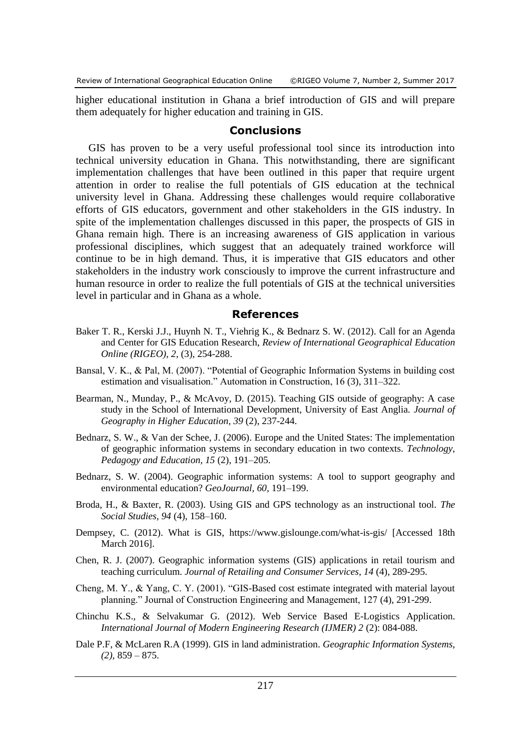higher educational institution in Ghana a brief introduction of GIS and will prepare them adequately for higher education and training in GIS.

## Conclusions

GIS has proven to be a very useful professional tool since its introduction into technical university education in Ghana. This notwithstanding, there are significant implementation challenges that have been outlined in this paper that require urgent attention in order to realise the full potentials of GIS education at the technical university level in Ghana. Addressing these challenges would require collaborative efforts of GIS educators, government and other stakeholders in the GIS industry. In spite of the implementation challenges discussed in this paper, the prospects of GIS in Ghana remain high. There is an increasing awareness of GIS application in various professional disciplines, which suggest that an adequately trained workforce will continue to be in high demand. Thus, it is imperative that GIS educators and other stakeholders in the industry work consciously to improve the current infrastructure and human resource in order to realize the full potentials of GIS at the technical universities level in particular and in Ghana as a whole.

## References

Baker T. R., Kerski J.J., Huynh N. T., Viehrig K., & Bednarz S. W. (2012). Call for an Agenda and Center for GIS Education Research, *Review of International Geographical Education Online (RIGEO), 2*, (3), 254-288.

Bansal, V. K., & Pal, M. (2007). "Potential of Geographic Information Systems in building cost estimation and visualisation." Automation in Construction, 16 (3), 311–322.

Bearman, N., Munday, P., & McAvoy, D. (2015). Teaching GIS outside of geography: A case study in the School of International Development, University of East Anglia. *Journal of Geography in Higher Education, 39* (2), 237-244.

Bednarz, S. W., & Van der Schee, J. (2006). Europe and the United States: The implementation of geographic information systems in secondary education in two contexts. *Technology, Pedagogy and Education, 15* (2), 191–205.

Bednarz, S. W. (2004). Geographic information systems: A tool to support geography and environmental education? *GeoJournal, 60*, 191–199.

Broda, H., & Baxter, R. (2003). Using GIS and GPS technology as an instructional tool. *The Social Studies, 94* (4), 158–160.

Dempsey, C. (2012). What is GIS, https://www.gislounge.com/what-is-gis/ [Accessed 18th March 2016].

Chen, R. J. (2007). Geographic information systems (GIS) applications in retail tourism and teaching curriculum. *Journal of Retailing and Consumer Services, 14* (4), 289-295.

Cheng, M. Y., & Yang, C. Y. (2001). "GIS-Based cost estimate integrated with material layout planning." Journal of Construction Engineering and Management, 127 (4), 291-299.

Chinchu K.S., & Selvakumar G. (2012). Web Service Based E-Logistics Application. *International Journal of Modern Engineering Research (IJMER) 2* (2): 084-088.

Dale P.F, & McLaren R.A (1999). GIS in land administration. *Geographic Information Systems, (2)*, 859 – 875.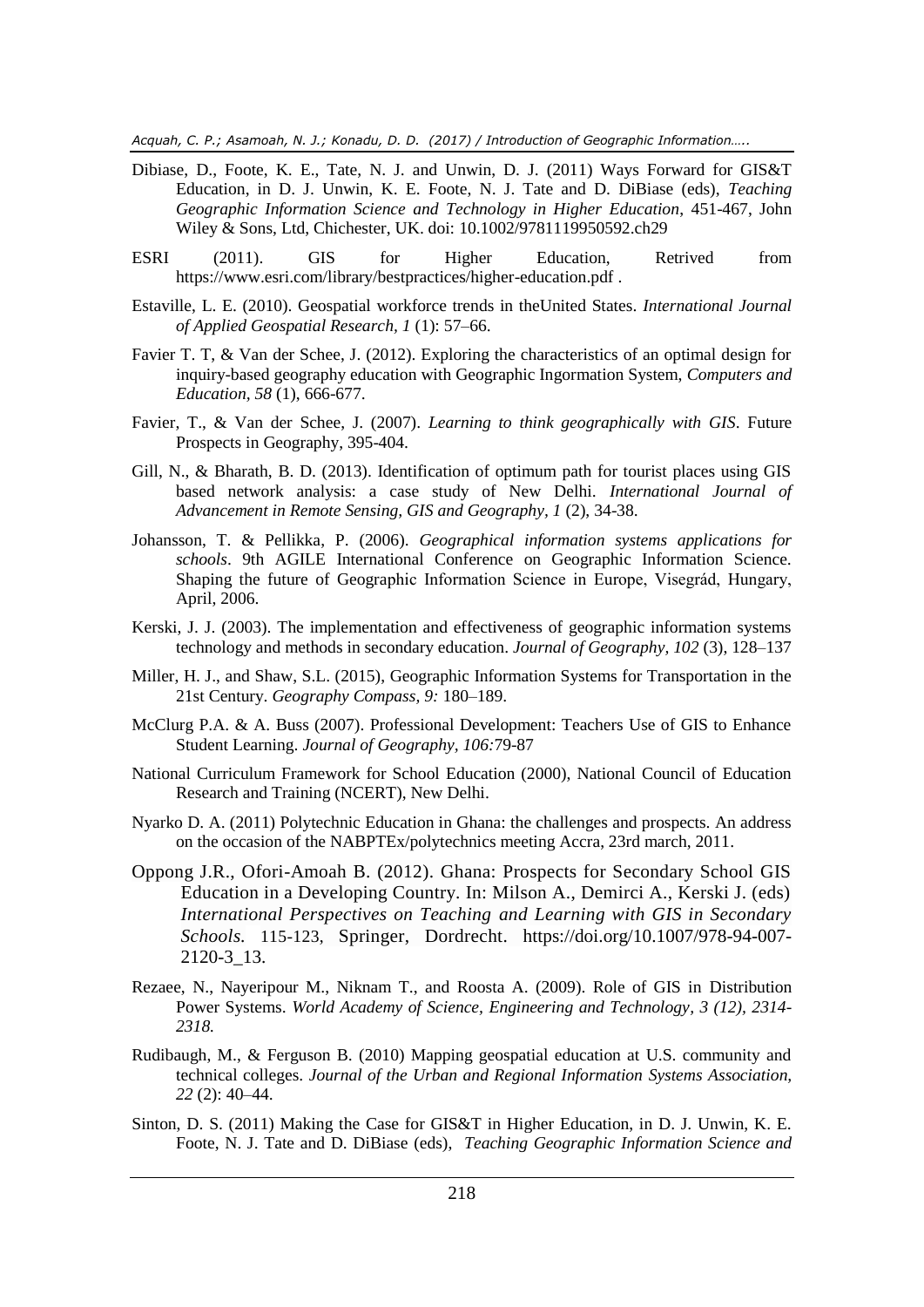Dibiase, D., Foote, K. E., Tate, N. J. and Unwin, D. J. (2011) Ways Forward for GIS&T Education, in D. J. Unwin, K. E. Foote, N. J. Tate and D. DiBiase (eds), *Teaching Geographic Information Science and Technology in Higher Education*, 451-467, John Wiley & Sons, Ltd, Chichester, UK. doi: 10.1002/9781119950592.ch29

ESRI (2011). GIS for Higher Education, Retrived from https://www.esri.com/library/bestpractices/higher-education.pdf .

Estaville, L. E. (2010). Geospatial workforce trends in theUnited States. *International Journal of Applied Geospatial Research, 1* (1): 57–66.

Favier T. T, & Van der Schee, J. (2012). Exploring the characteristics of an optimal design for inquiry-based geography education with Geographic Ingormation System, *Computers and Education, 58* (1), 666-677.

Favier, T., & Van der Schee, J. (2007). *Learning to think geographically with GIS*. Future Prospects in Geography, 395-404.

Gill, N., & Bharath, B. D. (2013). Identification of optimum path for tourist places using GIS based network analysis: a case study of New Delhi. *International Journal of Advancement in Remote Sensing, GIS and Geography, 1* (2), 34-38.

Johansson, T. & Pellikka, P. (2006). *Geographical information systems applications for schools*. 9th AGILE International Conference on Geographic Information Science. Shaping the future of Geographic Information Science in Europe, Visegrád, Hungary, April, 2006.

Kerski, J. J. (2003). The implementation and effectiveness of geographic information systems technology and methods in secondary education. *Journal of Geography, 102* (3), 128–137

Miller, H. J., and Shaw, S.L. (2015), Geographic Information Systems for Transportation in the 21st Century. *Geography Compass, 9:* 180–189.

McClurg P.A. & A. Buss (2007). Professional Development: Teachers Use of GIS to Enhance Student Learning. *Journal of Geography, 106:*79-87

National Curriculum Framework for School Education (2000), National Council of Education Research and Training (NCERT), New Delhi.

Nyarko D. A. (2011) Polytechnic Education in Ghana: the challenges and prospects. An address on the occasion of the NABPTEx/polytechnics meeting Accra, 23rd march, 2011.

Oppong J.R., Ofori-Amoah B. (2012). Ghana: Prospects for Secondary School GIS Education in a Developing Country. In: Milson A., Demirci A., Kerski J. (eds) *International Perspectives on Teaching and Learning with GIS in Secondary Schools*. 115-123, Springer, Dordrecht. https://doi.org/10.1007/978-94-007-2120-3_13.

Rezaee, N., Nayeripour M., Niknam T., and Roosta A. (2009). Role of GIS in Distribution Power Systems. *World Academy of Science, Engineering and Technology, 3 (12), 2314-2318.*

Rudibaugh, M., & Ferguson B. (2010) Mapping geospatial education at U.S. community and technical colleges. *Journal of the Urban and Regional Information Systems Association, 22* (2): 40–44.

Sinton, D. S. (2011) Making the Case for GIS&T in Higher Education, in D. J. Unwin, K. E. Foote, N. J. Tate and D. DiBiase (eds), *Teaching Geographic Information Science and*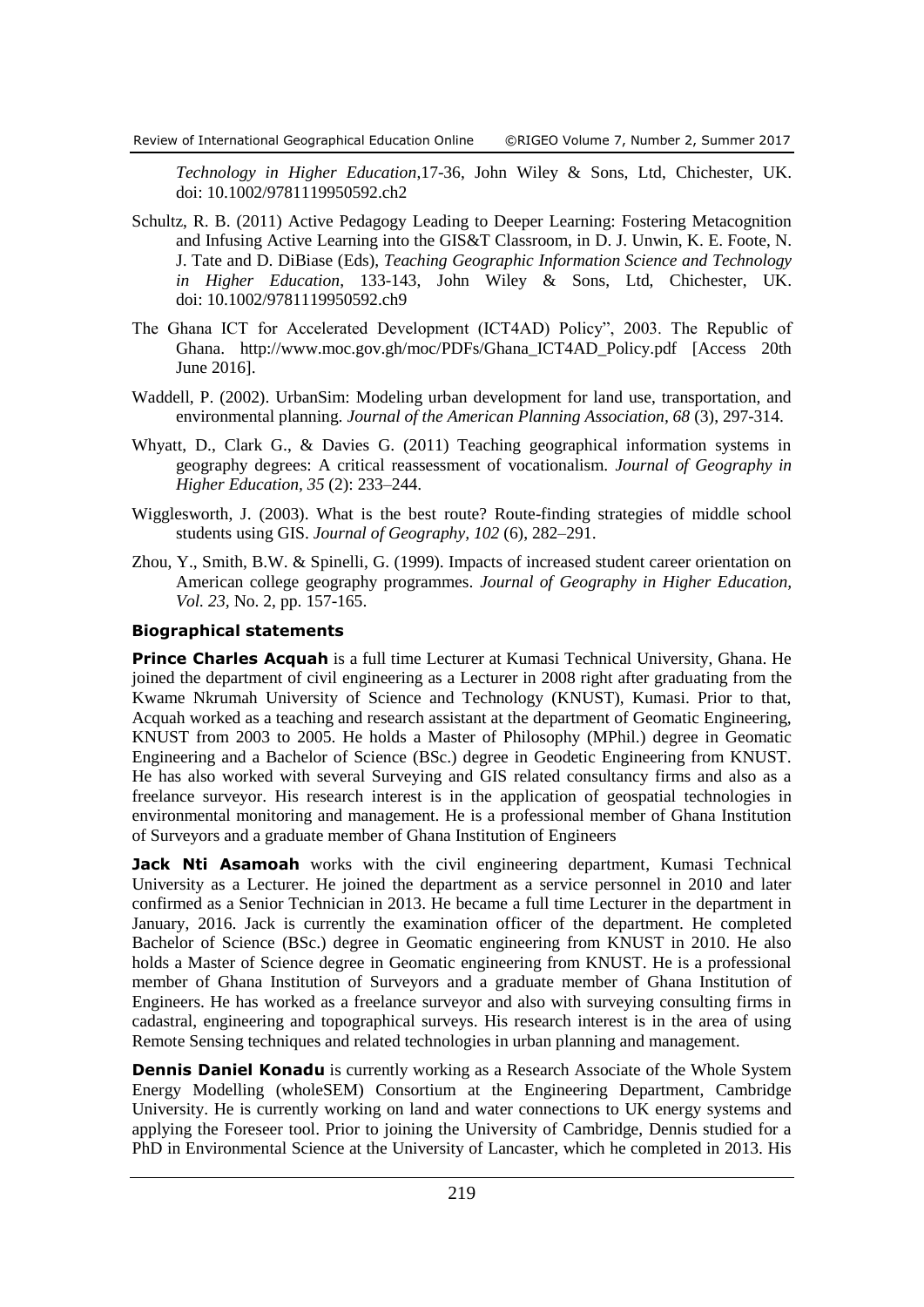*Technology in Higher Education*,17-36, John Wiley & Sons, Ltd, Chichester, UK. doi: 10.1002/9781119950592.ch2

Schultz, R. B. (2011) Active Pedagogy Leading to Deeper Learning: Fostering Metacognition and Infusing Active Learning into the GIS&T Classroom, in D. J. Unwin, K. E. Foote, N. J. Tate and D. DiBiase (Eds), *Teaching Geographic Information Science and Technology in Higher Education*, 133-143, John Wiley & Sons, Ltd, Chichester, UK. doi: 10.1002/9781119950592.ch9

The Ghana ICT for Accelerated Development (ICT4AD) Policy", 2003. The Republic of Ghana. http://www.moc.gov.gh/moc/PDFs/Ghana_ICT4AD_Policy.pdf [Access 20th June 2016].

Waddell, P. (2002). UrbanSim: Modeling urban development for land use, transportation, and environmental planning. *Journal of the American Planning Association, 68* (3), 297-314.

Whyatt, D., Clark G., & Davies G. (2011) Teaching geographical information systems in geography degrees: A critical reassessment of vocationalism. *Journal of Geography in Higher Education, 35* (2): 233–244.

Wigglesworth, J. (2003). What is the best route? Route-finding strategies of middle school students using GIS. *Journal of Geography, 102* (6), 282–291.

Zhou, Y., Smith, B.W. & Spinelli, G. (1999). Impacts of increased student career orientation on American college geography programmes. *Journal of Geography in Higher Education, Vol. 23*, No. 2, pp. 157-165.

### Biographical statements

**Prince Charles Acquah** is a full time Lecturer at Kumasi Technical University, Ghana. He joined the department of civil engineering as a Lecturer in 2008 right after graduating from the Kwame Nkrumah University of Science and Technology (KNUST), Kumasi. Prior to that, Acquah worked as a teaching and research assistant at the department of Geomatic Engineering, KNUST from 2003 to 2005. He holds a Master of Philosophy (MPhil.) degree in Geomatic Engineering and a Bachelor of Science (BSc.) degree in Geodetic Engineering from KNUST. He has also worked with several Surveying and GIS related consultancy firms and also as a freelance surveyor. His research interest is in the application of geospatial technologies in environmental monitoring and management. He is a professional member of Ghana Institution of Surveyors and a graduate member of Ghana Institution of Engineers

**Jack Nti Asamoah** works with the civil engineering department, Kumasi Technical University as a Lecturer. He joined the department as a service personnel in 2010 and later confirmed as a Senior Technician in 2013. He became a full time Lecturer in the department in January, 2016. Jack is currently the examination officer of the department. He completed Bachelor of Science (BSc.) degree in Geomatic engineering from KNUST in 2010. He also holds a Master of Science degree in Geomatic engineering from KNUST. He is a professional member of Ghana Institution of Surveyors and a graduate member of Ghana Institution of Engineers. He has worked as a freelance surveyor and also with surveying consulting firms in cadastral, engineering and topographical surveys. His research interest is in the area of using Remote Sensing techniques and related technologies in urban planning and management.

**Dennis Daniel Konadu** is currently working as a Research Associate of the Whole System Energy Modelling (wholeSEM) Consortium at the Engineering Department, Cambridge University. He is currently working on land and water connections to UK energy systems and applying the Foreseer tool. Prior to joining the University of Cambridge, Dennis studied for a PhD in Environmental Science at the University of Lancaster, which he completed in 2013. His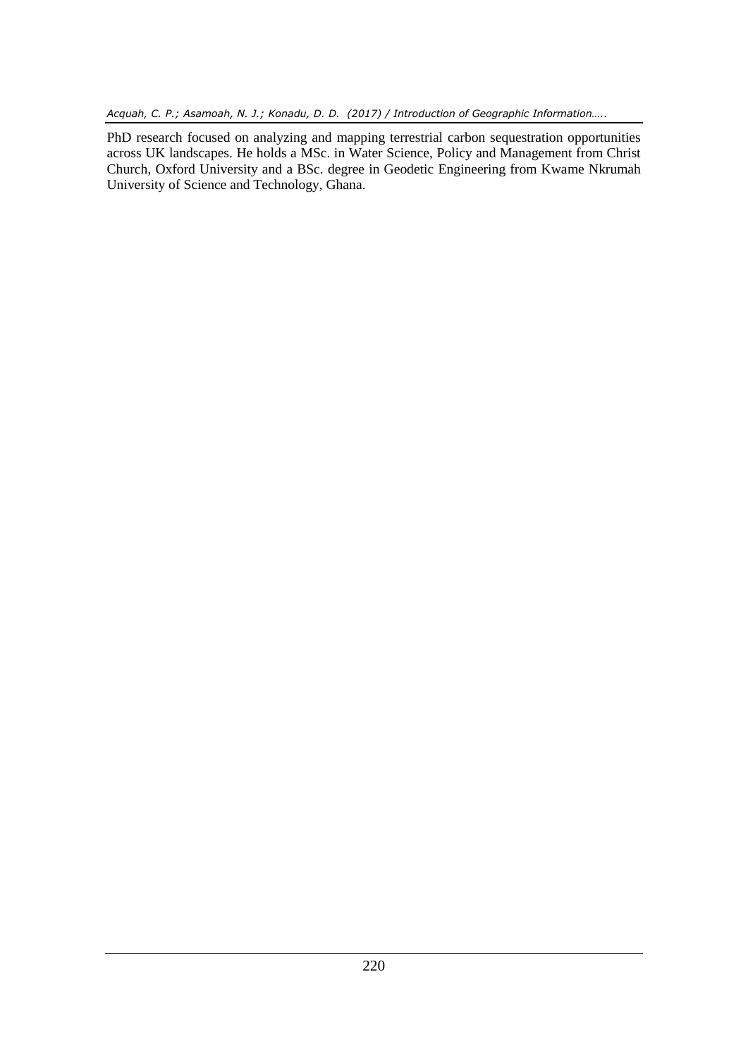PhD research focused on analyzing and mapping terrestrial carbon sequestration opportunities across UK landscapes. He holds a MSc. in Water Science, Policy and Management from Christ Church, Oxford University and a BSc. degree in Geodetic Engineering from Kwame Nkrumah University of Science and Technology, Ghana.